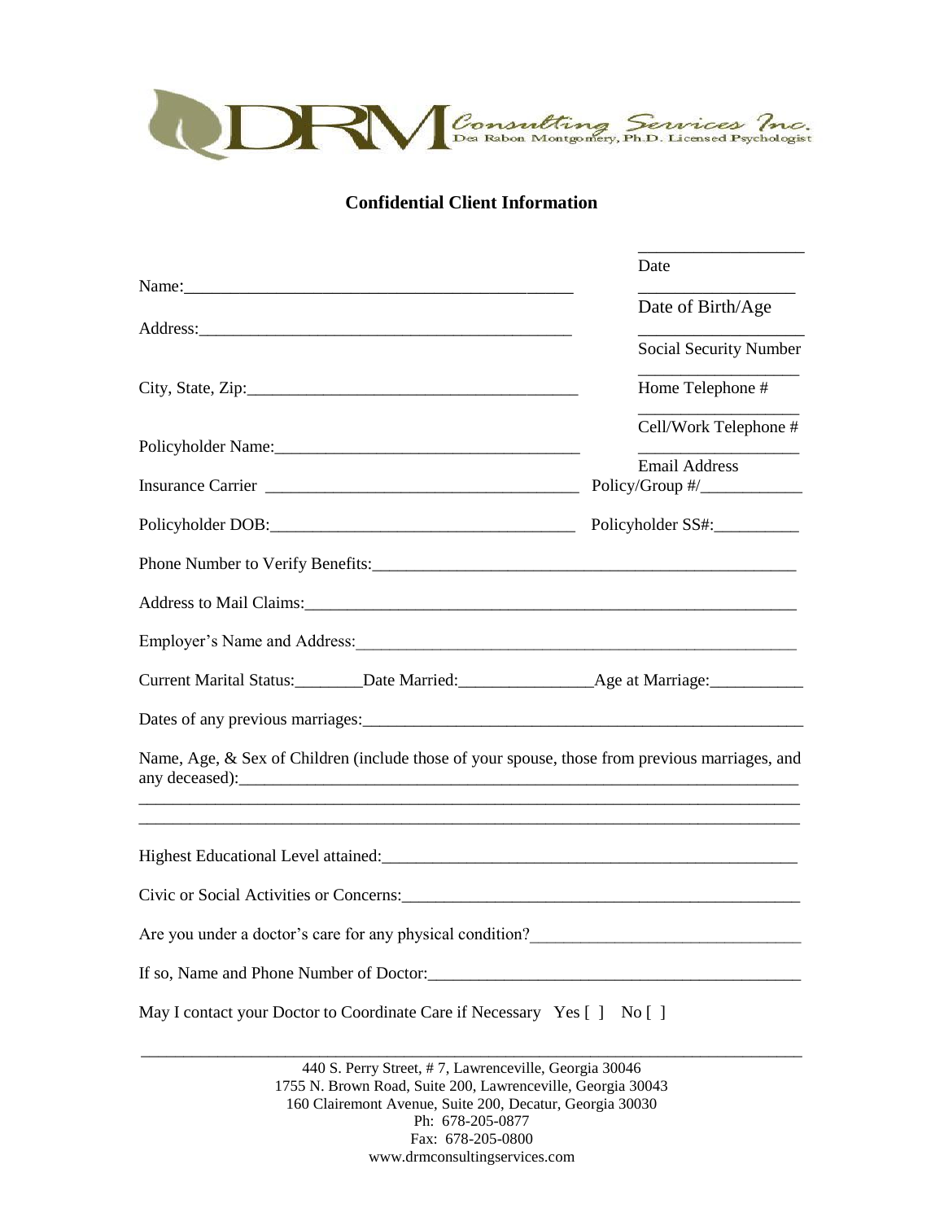DRM Consulting Services Inc.
Dea Rabon Montgomery, Ph.D. Licensed Psychologist

## Confidential Client Information

Name:_____________________________________________

Address:___________________________________________

City, State, Zip:_____________________________________

Policyholder Name:__________________________________

Insurance Carrier ____________________________________

Policyholder DOB:___________________________________

__________________
Date

__________________
Date of Birth/Age

__________________
Social Security Number

__________________
Home Telephone #

__________________
Cell/Work Telephone #

__________________
Email Address

Policy/Group #/____________

Policyholder SS#:__________

Phone Number to Verify Benefits:__________________________________________________

Address to Mail Claims:_______________________________________________________

Employer's Name and Address:___________________________________________________

Current Marital Status:________Date Married:_______________Age at Marriage:___________

Dates of any previous marriages:_________________________________________________

Name, Age, & Sex of Children (include those of your spouse, those from previous marriages, and any deceased):_________________________________________________________________

_____________________________________________________________________________

_____________________________________________________________________________

Highest Educational Level attained:_______________________________________________

Civic or Social Activities or Concerns:_____________________________________________

Are you under a doctor's care for any physical condition?______________________________

If so, Name and Phone Number of Doctor:___________________________________________

May I contact your Doctor to Coordinate Care if Necessary Yes [ ] No [ ]

---

440 S. Perry Street, # 7, Lawrenceville, Georgia 30046
1755 N. Brown Road, Suite 200, Lawrenceville, Georgia 30043
160 Clairemont Avenue, Suite 200, Decatur, Georgia 30030
Ph: 678-205-0877
Fax: 678-205-0800
www.drmconsultingservices.com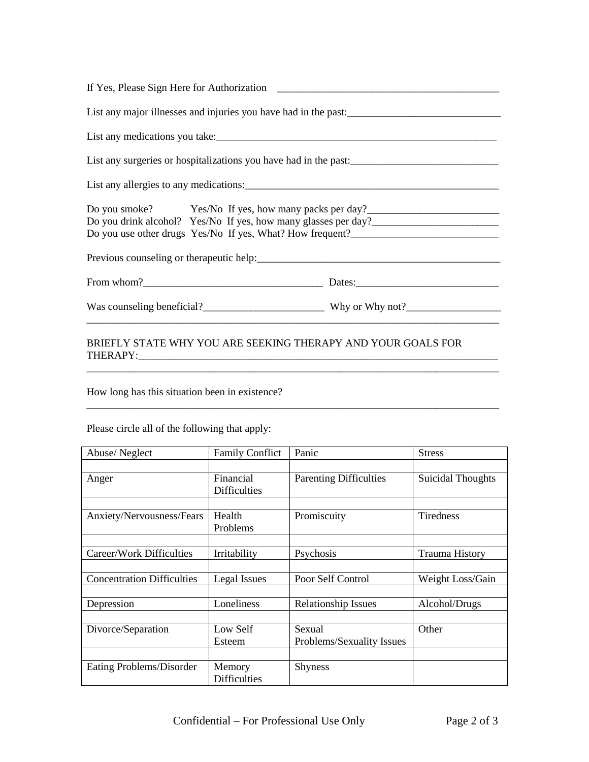If Yes, Please Sign Here for Authorization ___________________________________________

List any major illnesses and injuries you have had in the past:______________________________

List any medications you take:________________________________________________________

List any surgeries or hospitalizations you have had in the past:____________________________

List any allergies to any medications:_________________________________________________

Do you smoke? Yes/No If yes, how many packs per day?_________________________
Do you drink alcohol? Yes/No If yes, how many glasses per day?________________________
Do you use other drugs Yes/No If yes, What? How frequent?____________________________

Previous counseling or therapeutic help:________________________________________________

From whom?___________________________________ Dates:____________________________

Was counseling beneficial?________________________ Why or Why not?__________________
_________________________________________________________________________________

BRIEFLY STATE WHY YOU ARE SEEKING THERAPY AND YOUR GOALS FOR THERAPY:_______________________________________________________________________
_________________________________________________________________________________

How long has this situation been in existence?
_________________________________________________________________________________

Please circle all of the following that apply:

| Abuse/ Neglect | Family Conflict | Panic | Stress |
|---|---|---|---|
| Anger | Financial Difficulties | Parenting Difficulties | Suicidal Thoughts |
| Anxiety/Nervousness/Fears | Health Problems | Promiscuity | Tiredness |
| Career/Work Difficulties | Irritability | Psychosis | Trauma History |
| Concentration Difficulties | Legal Issues | Poor Self Control | Weight Loss/Gain |
| Depression | Loneliness | Relationship Issues | Alcohol/Drugs |
| Divorce/Separation | Low Self Esteem | Sexual Problems/Sexuality Issues | Other |
| Eating Problems/Disorder | Memory Difficulties | Shyness | |

Confidential – For Professional Use Only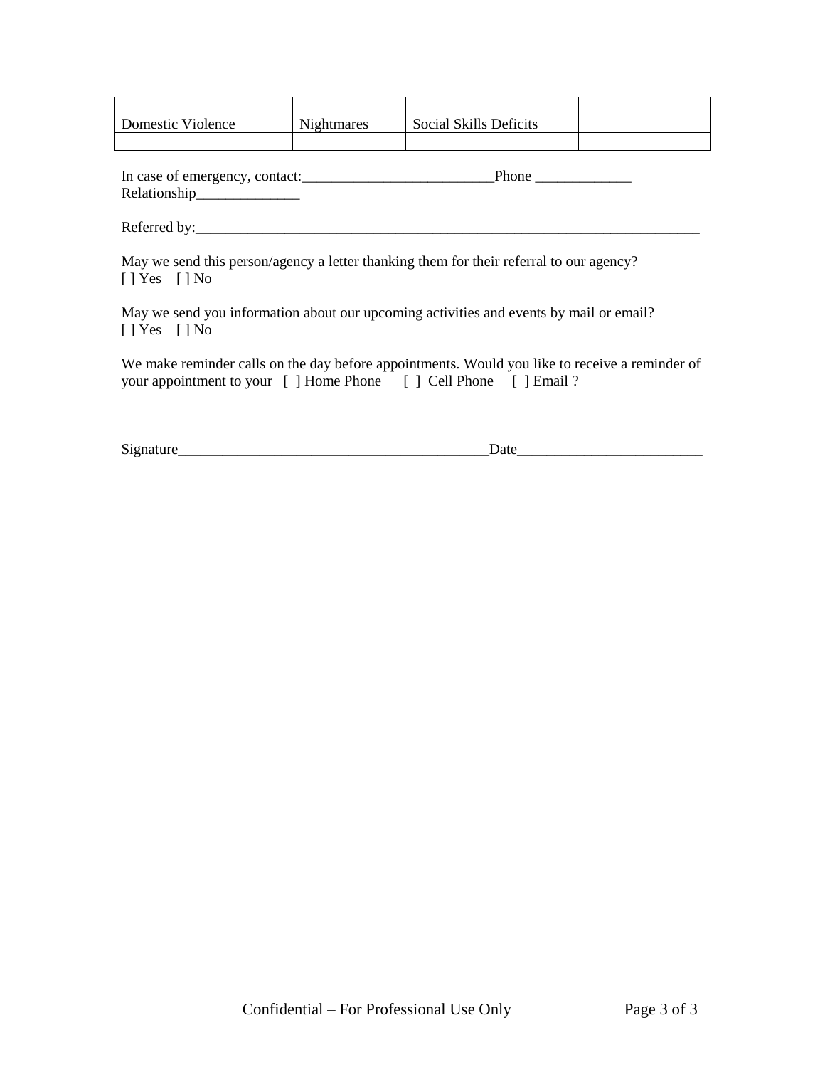| | | | |
|---|---|---|---|
| | | | |
| Domestic Violence | Nightmares | Social Skills Deficits | |
| | | | |

In case of emergency, contact:___________________________Phone _____________
Relationship______________

Referred by:__________________________________________________________________________

May we send this person/agency a letter thanking them for their referral to our agency?
[ ] Yes [ ] No

May we send you information about our upcoming activities and events by mail or email?
[ ] Yes [ ] No

We make reminder calls on the day before appointments. Would you like to receive a reminder of your appointment to your [ ] Home Phone [ ] Cell Phone [ ] Email ?

Signature____________________________________________Date_________________________

Confidential – For Professional Use Only